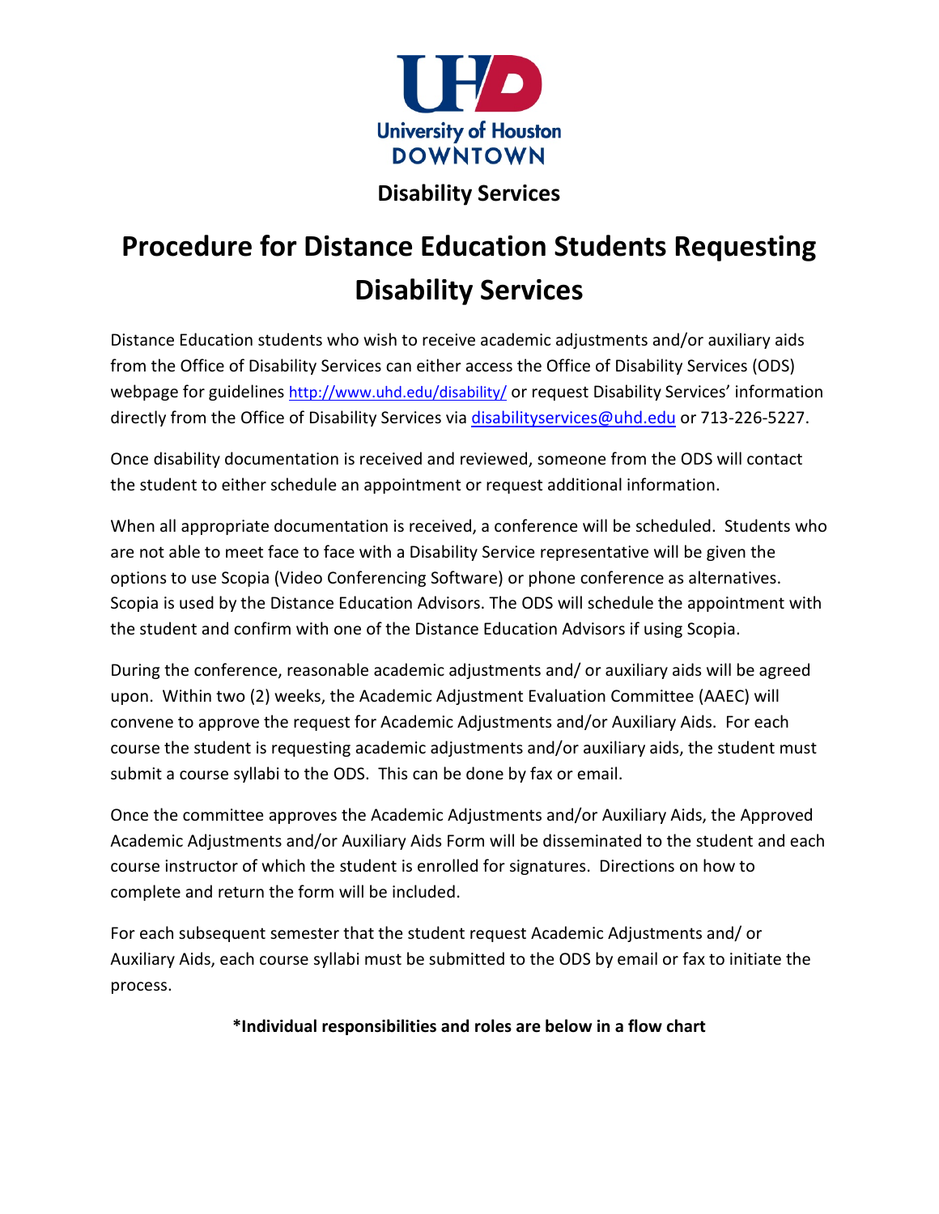University of Houston DOWNTOWN

**Disability Services**

# Procedure for Distance Education Students Requesting Disability Services

Distance Education students who wish to receive academic adjustments and/or auxiliary aids from the Office of Disability Services can either access the Office of Disability Services (ODS) webpage for guidelines http://www.uhd.edu/disability/ or request Disability Services' information directly from the Office of Disability Services via disabilityservices@uhd.edu or 713-226-5227.

Once disability documentation is received and reviewed, someone from the ODS will contact the student to either schedule an appointment or request additional information.

When all appropriate documentation is received, a conference will be scheduled. Students who are not able to meet face to face with a Disability Service representative will be given the options to use Scopia (Video Conferencing Software) or phone conference as alternatives. Scopia is used by the Distance Education Advisors. The ODS will schedule the appointment with the student and confirm with one of the Distance Education Advisors if using Scopia.

During the conference, reasonable academic adjustments and/ or auxiliary aids will be agreed upon. Within two (2) weeks, the Academic Adjustment Evaluation Committee (AAEC) will convene to approve the request for Academic Adjustments and/or Auxiliary Aids. For each course the student is requesting academic adjustments and/or auxiliary aids, the student must submit a course syllabi to the ODS. This can be done by fax or email.

Once the committee approves the Academic Adjustments and/or Auxiliary Aids, the Approved Academic Adjustments and/or Auxiliary Aids Form will be disseminated to the student and each course instructor of which the student is enrolled for signatures. Directions on how to complete and return the form will be included.

For each subsequent semester that the student request Academic Adjustments and/ or Auxiliary Aids, each course syllabi must be submitted to the ODS by email or fax to initiate the process.

**\*Individual responsibilities and roles are below in a flow chart**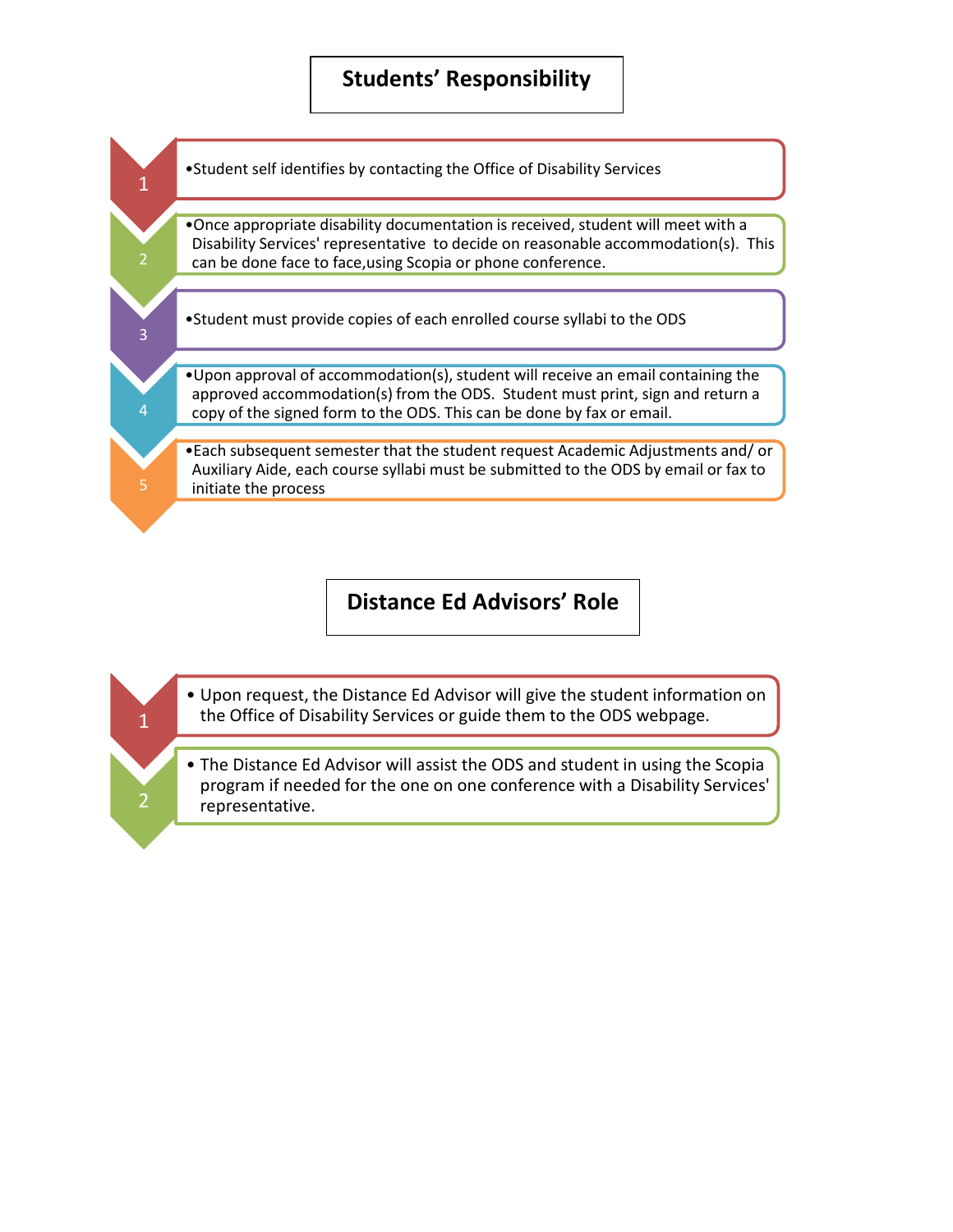## Students' Responsibility

1. Student self identifies by contacting the Office of Disability Services
2. Once appropriate disability documentation is received, student will meet with a Disability Services' representative to decide on reasonable accommodation(s). This can be done face to face,using Scopia or phone conference.
3. Student must provide copies of each enrolled course syllabi to the ODS
4. Upon approval of accommodation(s), student will receive an email containing the approved accommodation(s) from the ODS. Student must print, sign and return a copy of the signed form to the ODS. This can be done by fax or email.
5. Each subsequent semester that the student request Academic Adjustments and/ or Auxiliary Aide, each course syllabi must be submitted to the ODS by email or fax to initiate the process

## Distance Ed Advisors' Role

1. Upon request, the Distance Ed Advisor will give the student information on the Office of Disability Services or guide them to the ODS webpage.
2. The Distance Ed Advisor will assist the ODS and student in using the Scopia program if needed for the one on one conference with a Disability Services' representative.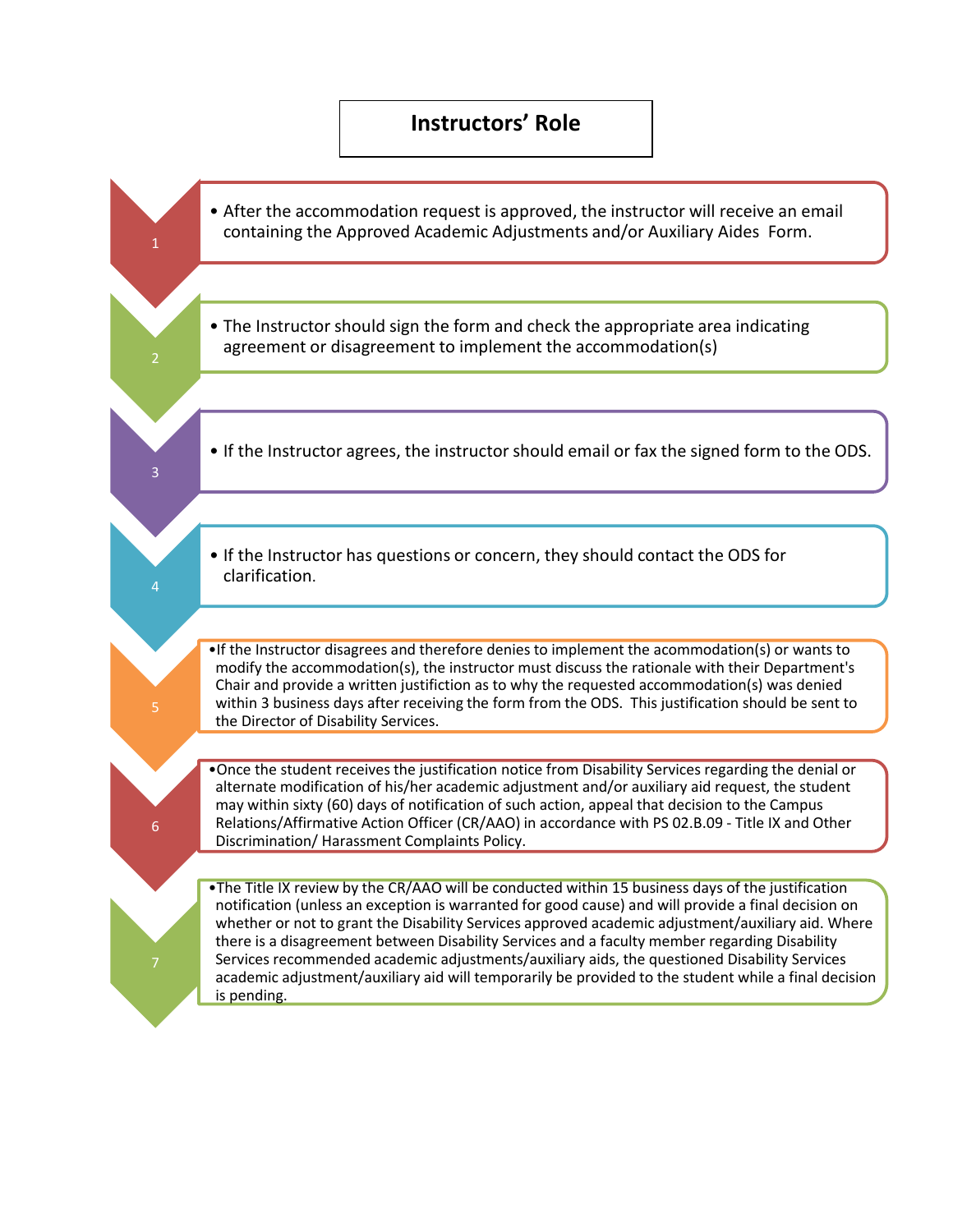# Instructors' Role

1. After the accommodation request is approved, the instructor will receive an email containing the Approved Academic Adjustments and/or Auxiliary Aides Form.

2. The Instructor should sign the form and check the appropriate area indicating agreement or disagreement to implement the accommodation(s)

3. If the Instructor agrees, the instructor should email or fax the signed form to the ODS.

4. If the Instructor has questions or concern, they should contact the ODS for clarification.

5. If the Instructor disagrees and therefore denies to implement the acommodation(s) or wants to modify the accommodation(s), the instructor must discuss the rationale with their Department's Chair and provide a written justifiction as to why the requested accommodation(s) was denied within 3 business days after receiving the form from the ODS. This justification should be sent to the Director of Disability Services.

6. Once the student receives the justification notice from Disability Services regarding the denial or alternate modification of his/her academic adjustment and/or auxiliary aid request, the student may within sixty (60) days of notification of such action, appeal that decision to the Campus Relations/Affirmative Action Officer (CR/AAO) in accordance with PS 02.B.09 - Title IX and Other Discrimination/ Harassment Complaints Policy.

7. The Title IX review by the CR/AAO will be conducted within 15 business days of the justification notification (unless an exception is warranted for good cause) and will provide a final decision on whether or not to grant the Disability Services approved academic adjustment/auxiliary aid. Where there is a disagreement between Disability Services and a faculty member regarding Disability Services recommended academic adjustments/auxiliary aids, the questioned Disability Services academic adjustment/auxiliary aid will temporarily be provided to the student while a final decision is pending.